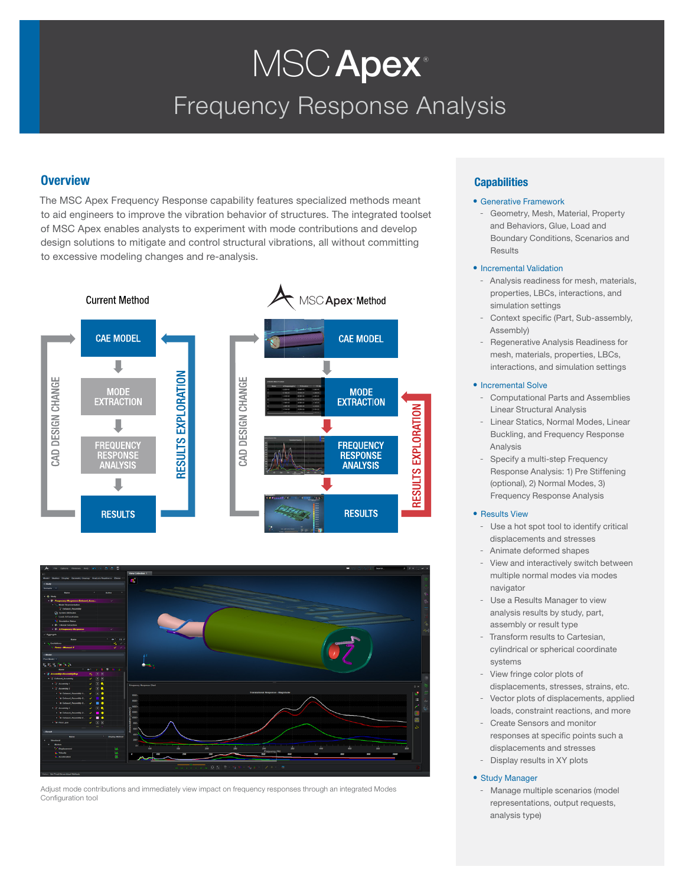# MSC Apex®

## Frequency Response Analysis

## Overview

The MSC Apex Frequency Response capability features specialized methods meant to aid engineers to improve the vibration behavior of structures. The integrated toolset of MSC Apex enables analysts to experiment with mode contributions and develop design solutions to mitigate and control structural vibrations, all without committing to excessive modeling changes and re-analysis.

Current Method

CAE MODEL → MODE EXTRACTION → FREQUENCY RESPONSE ANALYSIS → RESULTS

CAD DESIGN CHANGE / RESULTS EXPLORATION

MSC Apex Method

CAE MODEL → MODE EXTRACTION → FREQUENCY RESPONSE ANALYSIS → RESULTS

CAD DESIGN CHANGE / RESULTS EXPLORATION

Adjust mode contributions and immediately view impact on frequency responses through an integrated Modes Configuration tool

## Capabilities

- Generative Framework
  - Geometry, Mesh, Material, Property and Behaviors, Glue, Load and Boundary Conditions, Scenarios and Results
- Incremental Validation
  - Analysis readiness for mesh, materials, properties, LBCs, interactions, and simulation settings
  - Context specific (Part, Sub-assembly, Assembly)
  - Regenerative Analysis Readiness for mesh, materials, properties, LBCs, interactions, and simulation settings
- Incremental Solve
  - Computational Parts and Assemblies Linear Structural Analysis
  - Linear Statics, Normal Modes, Linear Buckling, and Frequency Response Analysis
  - Specify a multi-step Frequency Response Analysis: 1) Pre Stiffening (optional), 2) Normal Modes, 3) Frequency Response Analysis
- Results View
  - Use a hot spot tool to identify critical displacements and stresses
  - Animate deformed shapes
  - View and interactively switch between multiple normal modes via modes navigator
  - Use a Results Manager to view analysis results by study, part, assembly or result type
  - Transform results to Cartesian, cylindrical or spherical coordinate systems
  - View fringe color plots of displacements, stresses, strains, etc.
  - Vector plots of displacements, applied loads, constraint reactions, and more
  - Create Sensors and monitor responses at specific points such a displacements and stresses
  - Display results in XY plots
- Study Manager
  - Manage multiple scenarios (model representations, output requests, analysis type)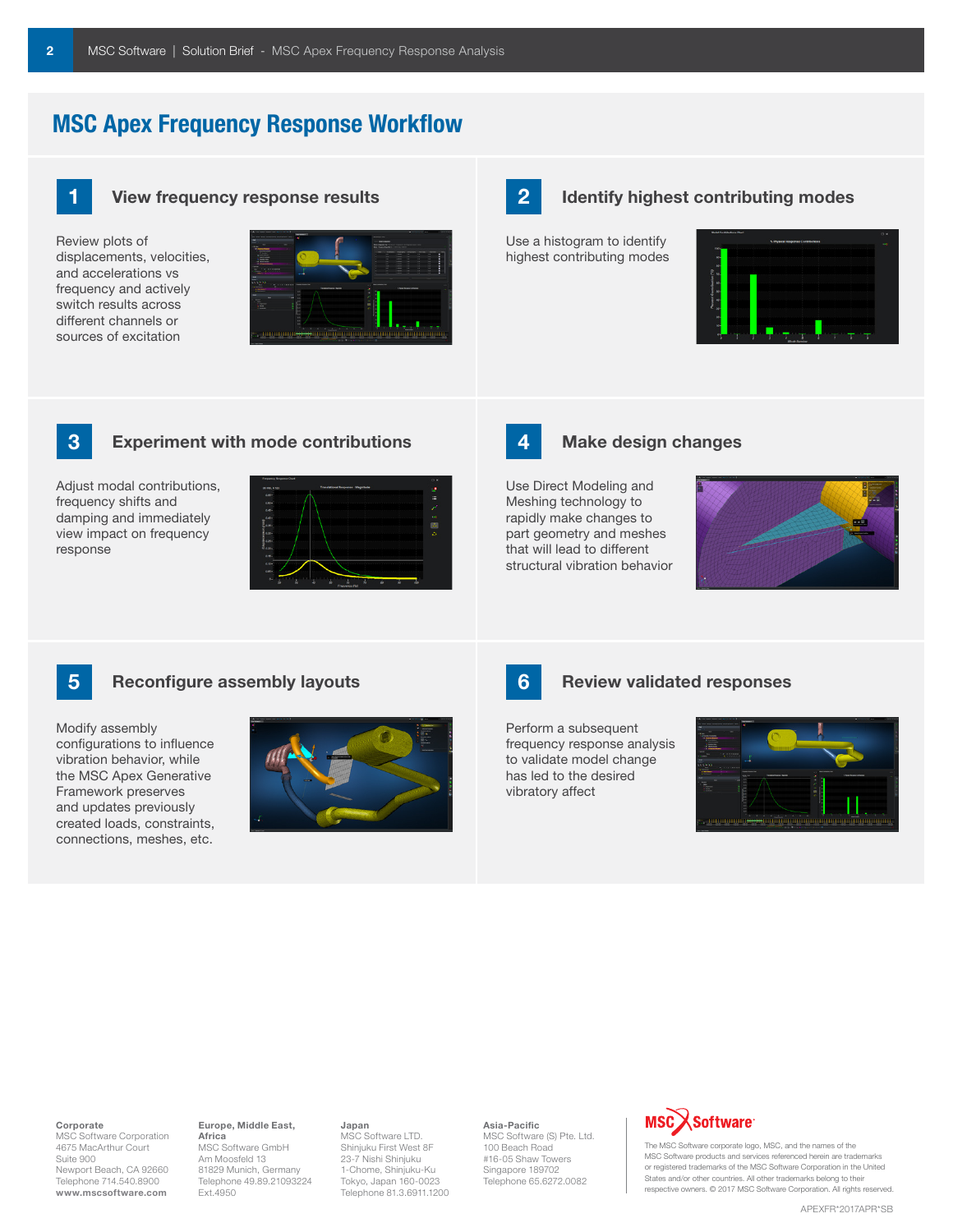# MSC Apex Frequency Response Workflow

## 1 View frequency response results

Review plots of displacements, velocities, and accelerations vs frequency and actively switch results across different channels or sources of excitation

## 2 Identify highest contributing modes

Use a histogram to identify highest contributing modes

## 3 Experiment with mode contributions

Adjust modal contributions, frequency shifts and damping and immediately view impact on frequency response

## 4 Make design changes

Use Direct Modeling and Meshing technology to rapidly make changes to part geometry and meshes that will lead to different structural vibration behavior

## 5 Reconfigure assembly layouts

Modify assembly configurations to influence vibration behavior, while the MSC Apex Generative Framework preserves and updates previously created loads, constraints, connections, meshes, etc.

## 6 Review validated responses

Perform a subsequent frequency response analysis to validate model change has led to the desired vibratory affect

---

**Corporate**
MSC Software Corporation
4675 MacArthur Court
Suite 900
Newport Beach, CA 92660
Telephone 714.540.8900
**www.mscsoftware.com**

**Europe, Middle East, Africa**
MSC Software GmbH
Am Moosfeld 13
81829 Munich, Germany
Telephone 49.89.21093224
Ext.4950

**Japan**
MSC Software LTD.
Shinjuku First West 8F
23-7 Nishi Shinjuku
1-Chome, Shinjuku-Ku
Tokyo, Japan 160-0023
Telephone 81.3.6911.1200

**Asia-Pacific**
MSC Software (S) Pte. Ltd.
100 Beach Road
#16-05 Shaw Towers
Singapore 189702
Telephone 65.6272.0082

MSC Software

The MSC Software corporate logo, MSC, and the names of the MSC Software products and services referenced herein are trademarks or registered trademarks of the MSC Software Corporation in the United States and/or other countries. All other trademarks belong to their respective owners. © 2017 MSC Software Corporation. All rights reserved.

APEXFR*2017APR*SB